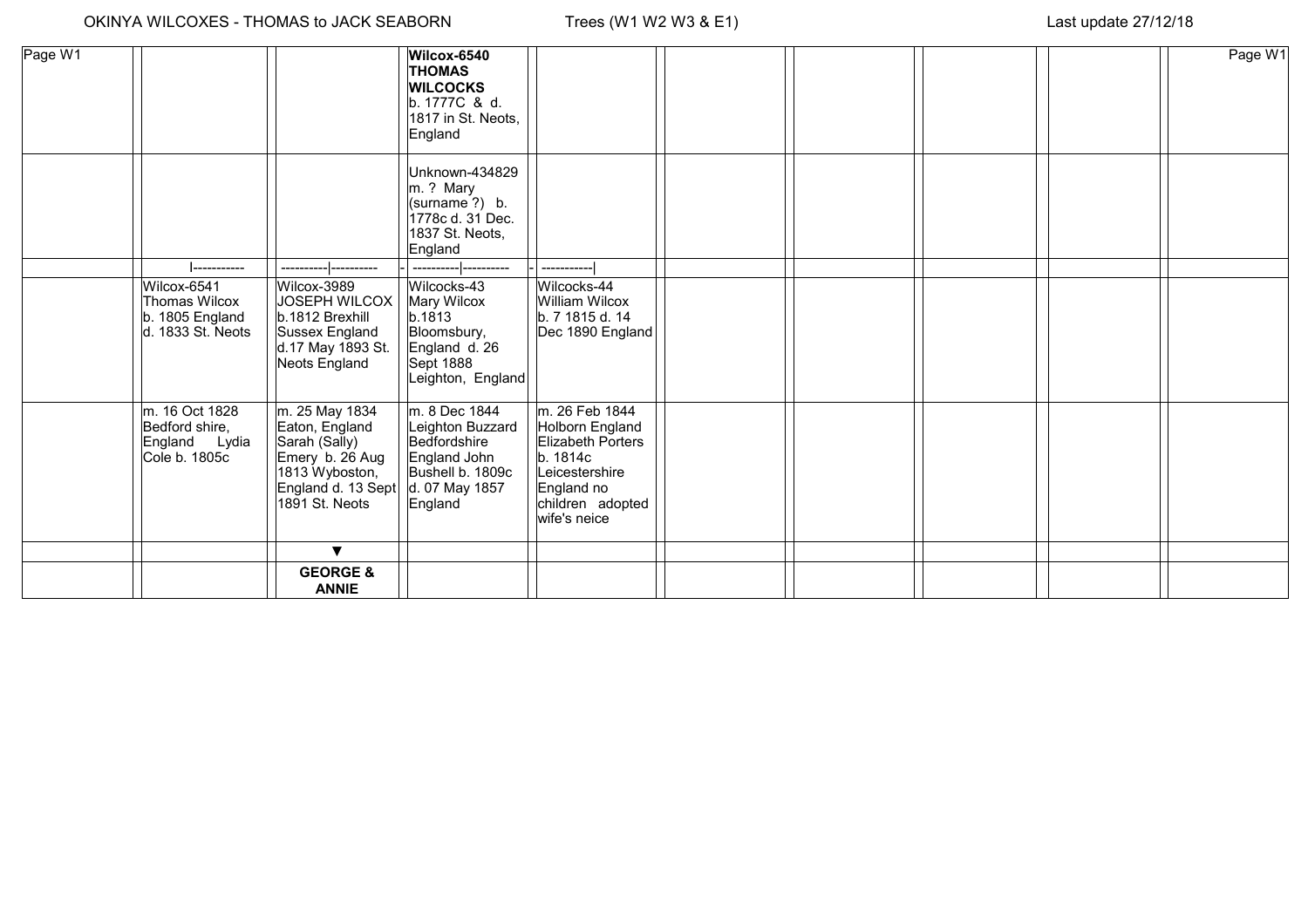OKINYA WILCOXES - THOMAS to JACK SEABORN

Trees (W1 W2 W3 & E1)

Last update 27/12/18

| Page W1 | | | | | | | | | | Page W1 |
|---|---|---|---|---|---|---|---|---|---|---|
| | | | **Wilcox-6540 THOMAS WILCOCKS** b. 1777C & d. 1817 in St. Neots, England | | | | | | | |
| | | | Unknown-434829 m. ? Mary (surname ?) b. 1778c d. 31 Dec. 1837 St. Neots, England | | | | | | | |
| | \|----------- | ----------\|---------- | - ----------\|---------- | - -----------\| | | | | | | |
| | Wilcox-6541 Thomas Wilcox b. 1805 England d. 1833 St. Neots | Wilcox-3989 JOSEPH WILCOX b.1812 Brexhill Sussex England d.17 May 1893 St. Neots England | Wilcocks-43 Mary Wilcox b.1813 Bloomsbury, England d. 26 Sept 1888 Leighton, England | Wilcocks-44 William Wilcox b. 7 1815 d. 14 Dec 1890 England | | | | | | |
| | m. 16 Oct 1828 Bedford shire, England Lydia Cole b. 1805c | m. 25 May 1834 Eaton, England Sarah (Sally) Emery b. 26 Aug 1813 Wyboston, England d. 13 Sept 1891 St. Neots | m. 8 Dec 1844 Leighton Buzzard Bedfordshire England John Bushell b. 1809c d. 07 May 1857 England | m. 26 Feb 1844 Holborn England Elizabeth Porters b. 1814c Leicestershire England no children adopted wife's neice | | | | | | |
| | | ▼ | | | | | | | | |
| | | **GEORGE & ANNIE** | | | | | | | | |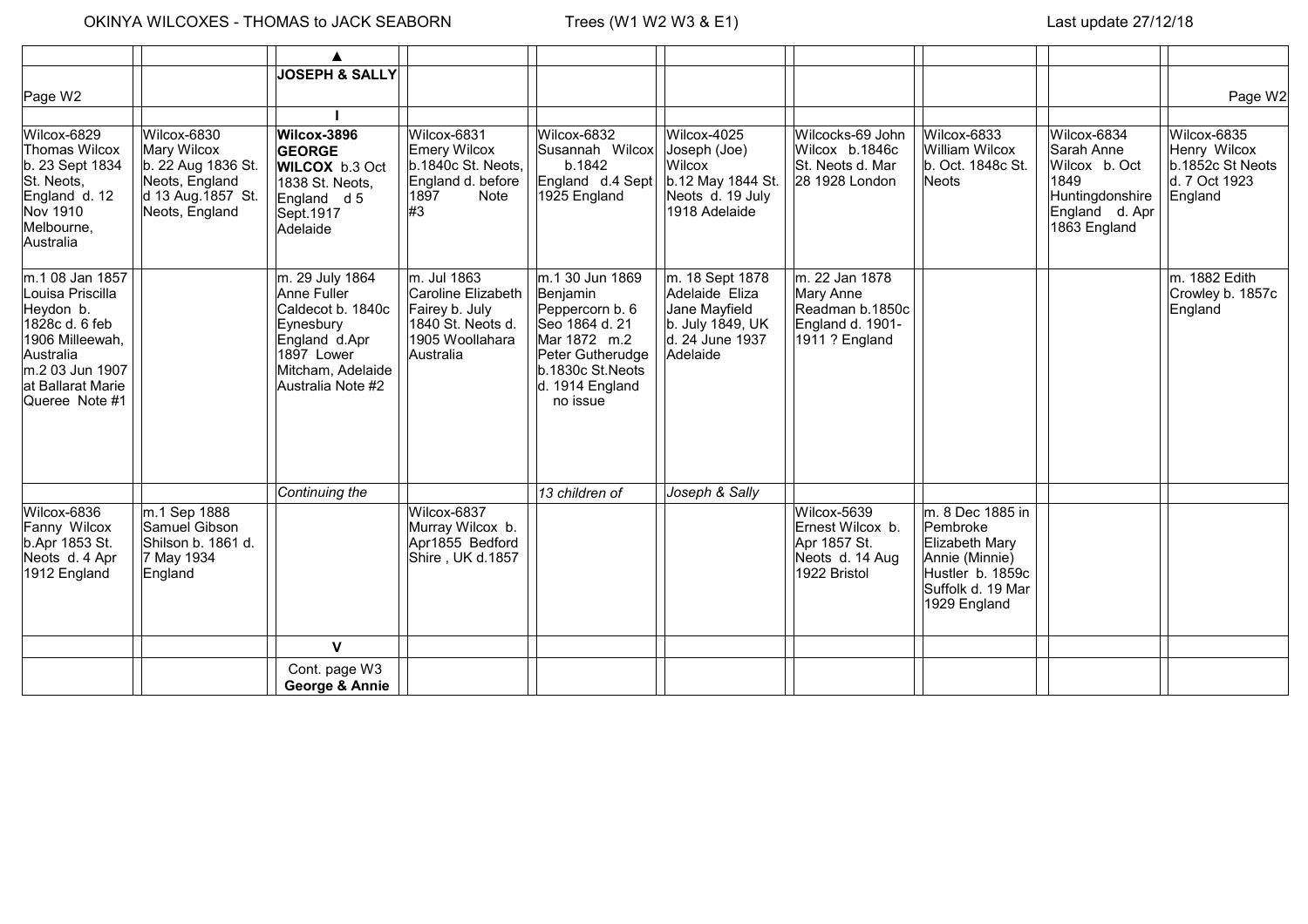OKINYA WILCOXES - THOMAS to JACK SEABORN — Trees (W1 W2 W3 & E1) — Last update 27/12/18

| | | | | | | | | | |
|---|---|---|---|---|---|---|---|---|---|
| | | ▲ | | | | | | | |
| Page W2 | | **JOSEPH & SALLY** | | | | | | | Page W2 |
| | | I | | | | | | | |
| Wilcox-6829 Thomas Wilcox b. 23 Sept 1834 St. Neots, England d. 12 Nov 1910 Melbourne, Australia | Wilcox-6830 Mary Wilcox b. 22 Aug 1836 St. Neots, England d 13 Aug.1857 St. Neots, England | **Wilcox-3896 GEORGE WILCOX** b.3 Oct 1838 St. Neots, England d 5 Sept.1917 Adelaide | Wilcox-6831 Emery Wilcox b.1840c St. Neots, England d. before 1897 Note #3 | Wilcox-6832 Susannah Wilcox b.1842 England d.4 Sept 1925 England | Wilcox-4025 Joseph (Joe) Wilcox b.12 May 1844 St. Neots d. 19 July 1918 Adelaide | Wilcocks-69 John Wilcox b.1846c St. Neots d. Mar 28 1928 London | Wilcox-6833 William Wilcox b. Oct. 1848c St. Neots | Wilcox-6834 Sarah Anne Wilcox b. Oct 1849 Huntingdonshire England d. Apr 1863 England | Wilcox-6835 Henry Wilcox b.1852c St Neots d. 7 Oct 1923 England |
| m.1 08 Jan 1857 Louisa Priscilla Heydon b. 1828c d. 6 feb 1906 Milleewah, Australia m.2 03 Jun 1907 at Ballarat Marie Queree Note #1 | | m. 29 July 1864 Anne Fuller Caldecot b. 1840c Eynesbury England d.Apr 1897 Lower Mitcham, Adelaide Australia Note #2 | m. Jul 1863 Caroline Elizabeth Fairey b. July 1840 St. Neots d. 1905 Woollahara Australia | m.1 30 Jun 1869 Benjamin Peppercorn b. 6 Seo 1864 d. 21 Mar 1872 m.2 Peter Gutherudge b.1830c St.Neots d. 1914 England no issue | m. 18 Sept 1878 Adelaide Eliza Jane Mayfield b. July 1849, UK d. 24 June 1937 Adelaide | m. 22 Jan 1878 Mary Anne Readman b.1850c England d. 1901-1911 ? England | | | m. 1882 Edith Crowley b. 1857c England |
| | | *Continuing the* | | *13 children of* | *Joseph & Sally* | | | | |
| Wilcox-6836 Fanny Wilcox b.Apr 1853 St. Neots d. 4 Apr 1912 England | m.1 Sep 1888 Samuel Gibson Shilson b. 1861 d. 7 May 1934 England | | Wilcox-6837 Murray Wilcox b. Apr1855 Bedford Shire , UK d.1857 | | | Wilcox-5639 Ernest Wilcox b. Apr 1857 St. Neots d. 14 Aug 1922 Bristol | m. 8 Dec 1885 in Pembroke Elizabeth Mary Annie (Minnie) Hustler b. 1859c Suffolk d. 19 Mar 1929 England | | |
| | | V | | | | | | | |
| | | Cont. page W3 **George & Annie** | | | | | | | |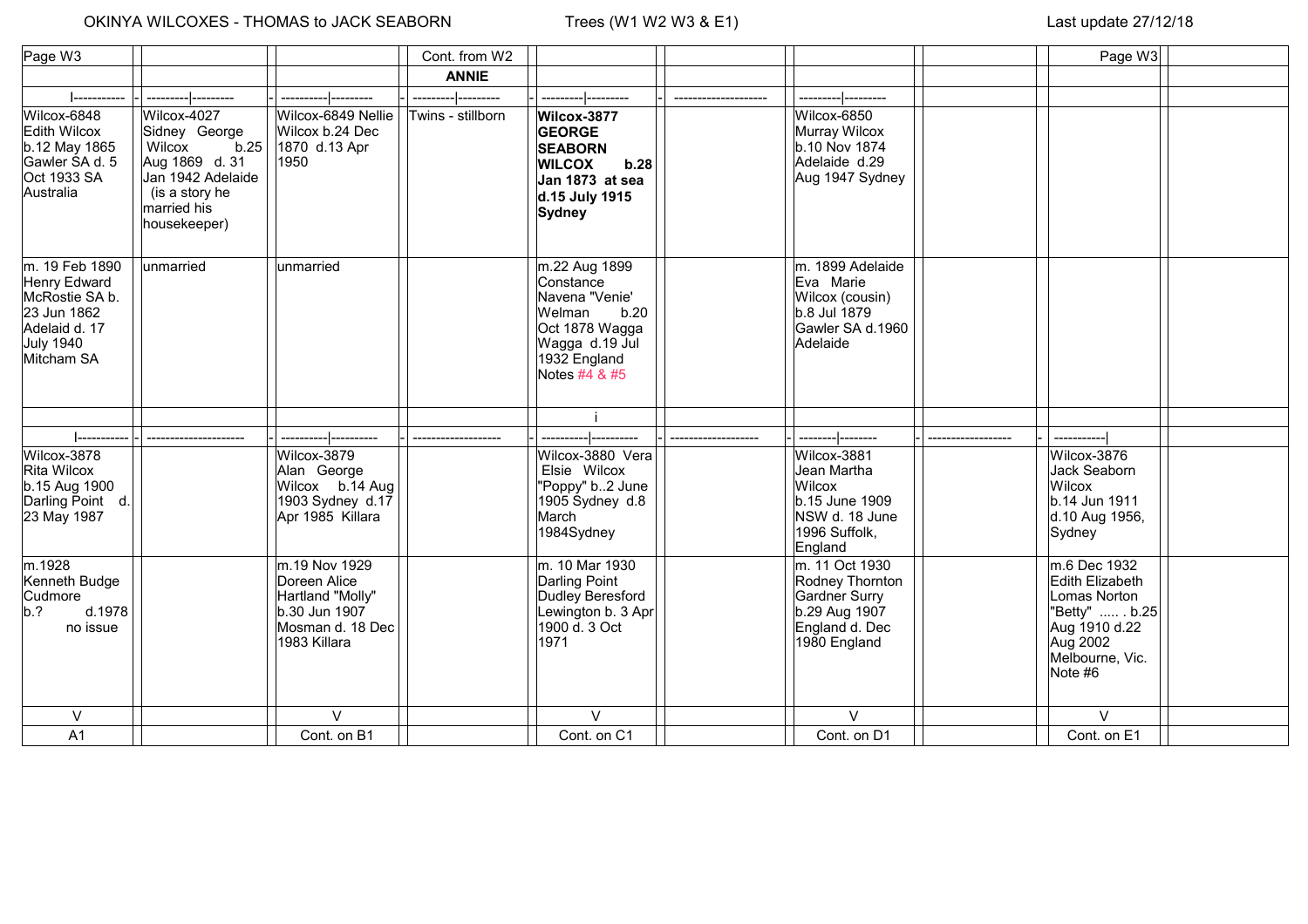# OKINYA WILCOXES - THOMAS to JACK SEABORN

Trees (W1 W2 W3 & E1)

Last update 27/12/18

| Page W3 | | | Cont. from W2 | | | | | Page W3 |
|---|---|---|---|---|---|---|---|---|
| | | | **ANNIE** | | | | | |
| Wilcox-6848 Edith Wilcox b.12 May 1865 Gawler SA d. 5 Oct 1933 SA Australia | Wilcox-4027 Sidney George Wilcox b.25 Aug 1869 d. 31 Jan 1942 Adelaide (is a story he married his housekeeper) | Wilcox-6849 Nellie Wilcox b.24 Dec 1870 d.13 Apr 1950 | Twins - stillborn | **Wilcox-3877 GEORGE SEABORN WILCOX b.28 Jan 1873 at sea d.15 July 1915 Sydney** | | Wilcox-6850 Murray Wilcox b.10 Nov 1874 Adelaide d.29 Aug 1947 Sydney | | |
| m. 19 Feb 1890 Henry Edward McRostie SA b. 23 Jun 1862 Adelaid d. 17 July 1940 Mitcham SA | unmarried | unmarried | | m.22 Aug 1899 Constance Navena "Venie' Welman b.20 Oct 1878 Wagga Wagga d.19 Jul 1932 England Notes #4 & #5 | | m. 1899 Adelaide Eva Marie Wilcox (cousin) b.8 Jul 1879 Gawler SA d.1960 Adelaide | | |
| Wilcox-3878 Rita Wilcox b.15 Aug 1900 Darling Point d. 23 May 1987 | | Wilcox-3879 Alan George Wilcox b.14 Aug 1903 Sydney d.17 Apr 1985 Killara | | Wilcox-3880 Vera Elsie Wilcox "Poppy" b..2 June 1905 Sydney d.8 March 1984Sydney | | Wilcox-3881 Jean Martha Wilcox b.15 June 1909 NSW d. 18 June 1996 Suffolk, England | | Wilcox-3876 Jack Seaborn Wilcox b.14 Jun 1911 d.10 Aug 1956, Sydney |
| m.1928 Kenneth Budge Cudmore b.? d.1978 no issue | | m.19 Nov 1929 Doreen Alice Hartland "Molly" b.30 Jun 1907 Mosman d. 18 Dec 1983 Killara | | m. 10 Mar 1930 Darling Point Dudley Beresford Lewington b. 3 Apr 1900 d. 3 Oct 1971 | | m. 11 Oct 1930 Rodney Thornton Gardner Surry b.29 Aug 1907 England d. Dec 1980 England | | m.6 Dec 1932 Edith Elizabeth Lomas Norton "Betty" ..... . b.25 Aug 1910 d.22 Aug 2002 Melbourne, Vic. Note #6 |
| V | | V | | V | | V | | V |
| A1 | | Cont. on B1 | | Cont. on C1 | | Cont. on D1 | | Cont. on E1 |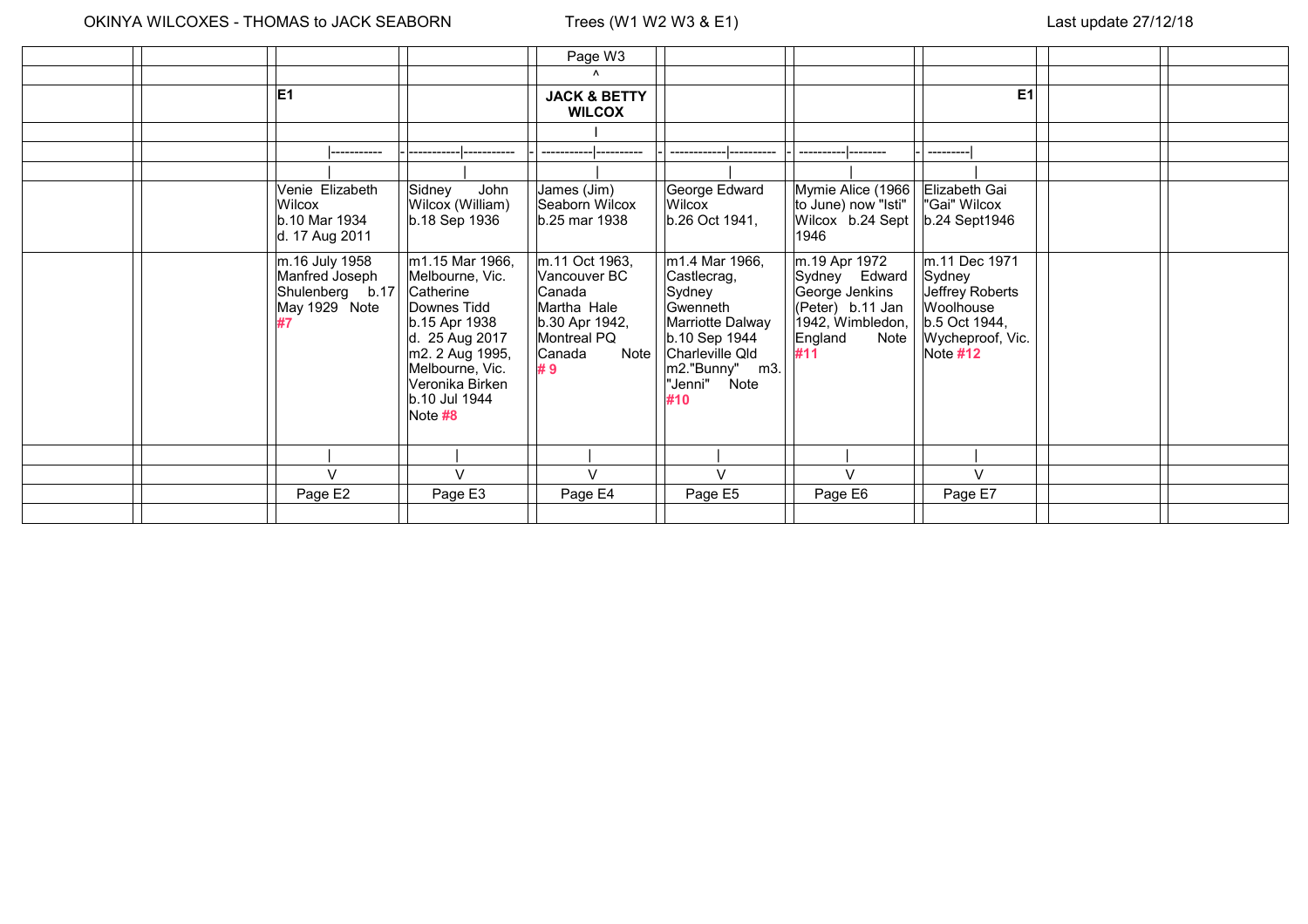OKINYA WILCOXES - THOMAS to JACK SEABORN

Trees (W1 W2 W3 & E1)

Last update 27/12/18

| | | | | | | | | |
|---|---|---|---|---|---|---|---|---|
| | | | | Page W3 | | | | |
| | | | | ^ | | | | |
| | | E1 | | **JACK & BETTY WILCOX** | | | E1 | |
| | | | | I | | | | |
| | | \|----------- | -\|-----------\|----------- | -\|-----------\|---------- | -\|------------\|---------- | -\|----------\|-------- | -\|---------\| | |
| | | \| | \| | \| | \| | \| | \| | |
| | | Venie Elizabeth Wilcox b.10 Mar 1934 d. 17 Aug 2011 | Sidney John Wilcox (William) b.18 Sep 1936 | James (Jim) Seaborn Wilcox b.25 mar 1938 | George Edward Wilcox b.26 Oct 1941, | Mymie Alice (1966 to June) now "Isti" Wilcox b.24 Sept 1946 | Elizabeth Gai "Gai" Wilcox b.24 Sept1946 | |
| | | m.16 July 1958 Manfred Joseph Shulenberg b.17 May 1929 Note #7 | m1.15 Mar 1966, Melbourne, Vic. Catherine Downes Tidd b.15 Apr 1938 d. 25 Aug 2017 m2. 2 Aug 1995, Melbourne, Vic. Veronika Birken b.10 Jul 1944 Note #8 | m.11 Oct 1963, Vancouver BC Canada Martha Hale b.30 Apr 1942, Montreal PQ Canada Note # 9 | m1.4 Mar 1966, Castlecrag, Sydney Gwenneth Marriotte Dalway b.10 Sep 1944 Charleville Qld m2."Bunny" m3. "Jenni" Note #10 | m.19 Apr 1972 Sydney Edward George Jenkins (Peter) b.11 Jan 1942, Wimbledon, England Note #11 | m.11 Dec 1971 Sydney Jeffrey Roberts Woolhouse b.5 Oct 1944, Wycheproof, Vic. Note #12 | |
| | | \| | \| | \| | \| | \| | \| | |
| | | V | V | V | V | V | V | |
| | | Page E2 | Page E3 | Page E4 | Page E5 | Page E6 | Page E7 | |